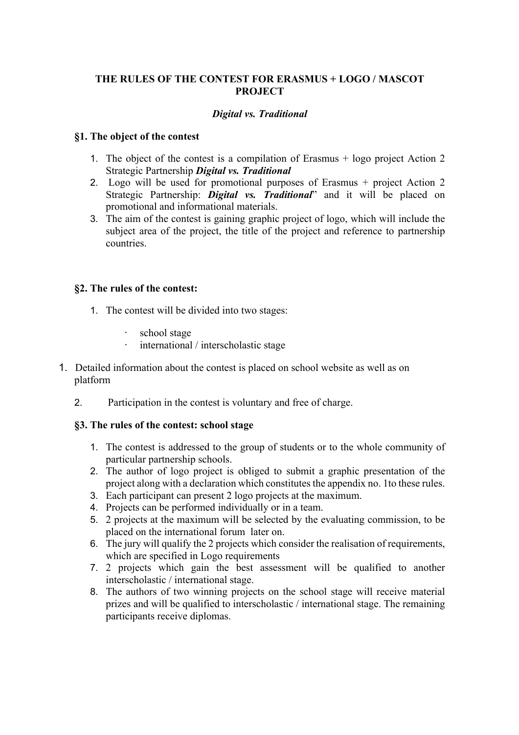# THE RULES OF THE CONTEST FOR ERASMUS + LOGO / MASCOT PROJECT

***Digital vs. Traditional***

## §1. The object of the contest

1. The object of the contest is a compilation of Erasmus + logo project Action 2 Strategic Partnership ***Digital vs. Traditional***
2. Logo will be used for promotional purposes of Erasmus + project Action 2 Strategic Partnership: ***Digital vs. Traditional***" and it will be placed on promotional and informational materials.
3. The aim of the contest is gaining graphic project of logo, which will include the subject area of the project, the title of the project and reference to partnership countries.

## §2. The rules of the contest:

1. The contest will be divided into two stages:
   - school stage
   - international / interscholastic stage

1. Detailed information about the contest is placed on school website as well as on platform

2. Participation in the contest is voluntary and free of charge.

## §3. The rules of the contest: school stage

1. The contest is addressed to the group of students or to the whole community of particular partnership schools.
2. The author of logo project is obliged to submit a graphic presentation of the project along with a declaration which constitutes the appendix no. 1to these rules.
3. Each participant can present 2 logo projects at the maximum.
4. Projects can be performed individually or in a team.
5. 2 projects at the maximum will be selected by the evaluating commission, to be placed on the international forum later on.
6. The jury will qualify the 2 projects which consider the realisation of requirements, which are specified in Logo requirements
7. 2 projects which gain the best assessment will be qualified to another interscholastic / international stage.
8. The authors of two winning projects on the school stage will receive material prizes and will be qualified to interscholastic / international stage. The remaining participants receive diplomas.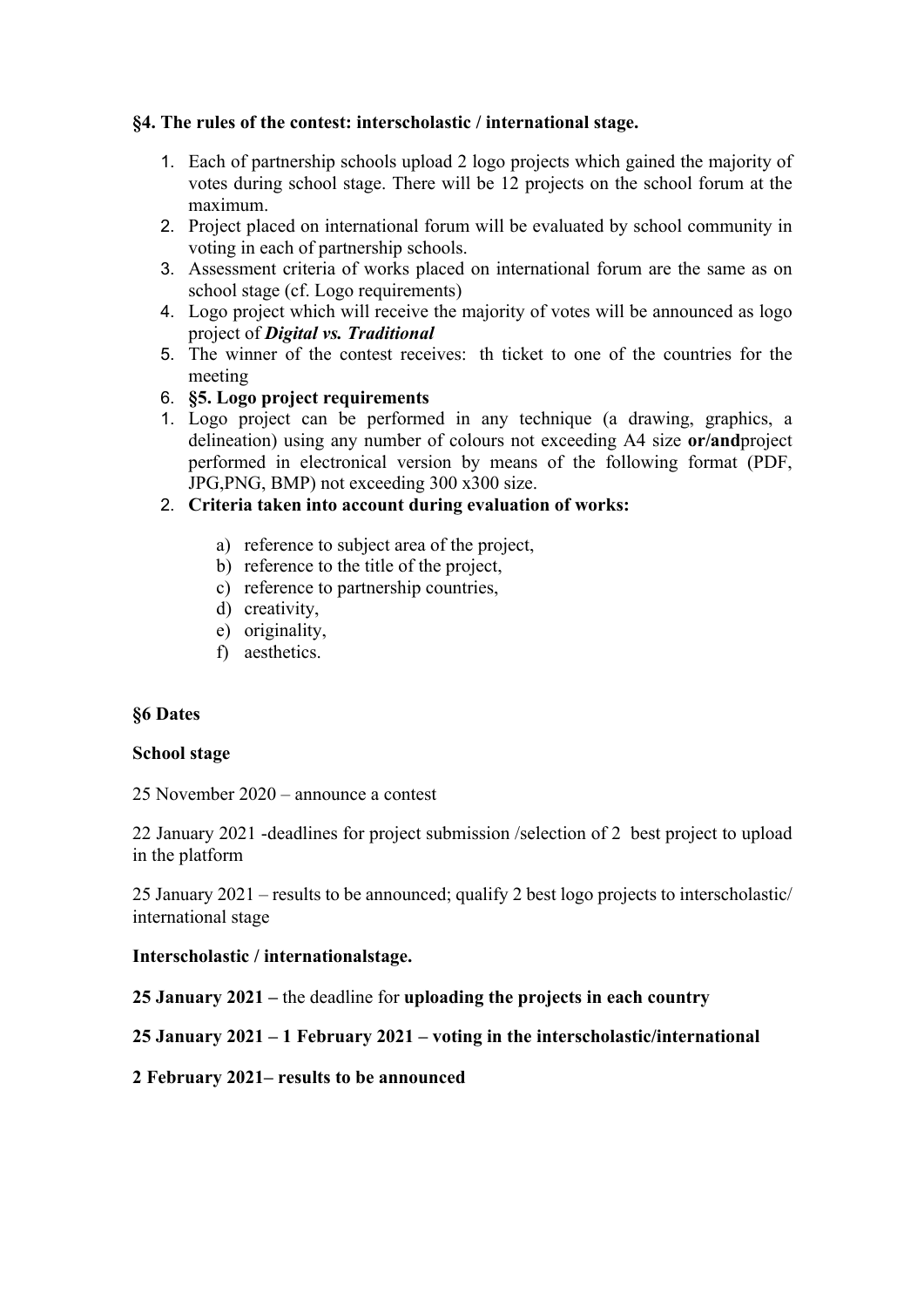**§4. The rules of the contest: interscholastic / international stage.**

1. Each of partnership schools upload 2 logo projects which gained the majority of votes during school stage. There will be 12 projects on the school forum at the maximum.
2. Project placed on international forum will be evaluated by school community in voting in each of partnership schools.
3. Assessment criteria of works placed on international forum are the same as on school stage (cf. Logo requirements)
4. Logo project which will receive the majority of votes will be announced as logo project of ***Digital vs. Traditional***
5. The winner of the contest receives: th ticket to one of the countries for the meeting
6. **§5. Logo project requirements**

1. Logo project can be performed in any technique (a drawing, graphics, a delineation) using any number of colours not exceeding A4 size **or/and**project performed in electronical version by means of the following format (PDF, JPG,PNG, BMP) not exceeding 300 x300 size.
2. **Criteria taken into account during evaluation of works:**

    a) reference to subject area of the project,
    b) reference to the title of the project,
    c) reference to partnership countries,
    d) creativity,
    e) originality,
    f) aesthetics.

**§6 Dates**

**School stage**

25 November 2020 – announce a contest

22 January 2021 -deadlines for project submission /selection of 2 best project to upload in the platform

25 January 2021 – results to be announced; qualify 2 best logo projects to interscholastic/ international stage

**Interscholastic / internationalstage.**

**25 January 2021 –** the deadline for **uploading the projects in each country**

**25 January 2021 – 1 February 2021 – voting in the interscholastic/international**

**2 February 2021– results to be announced**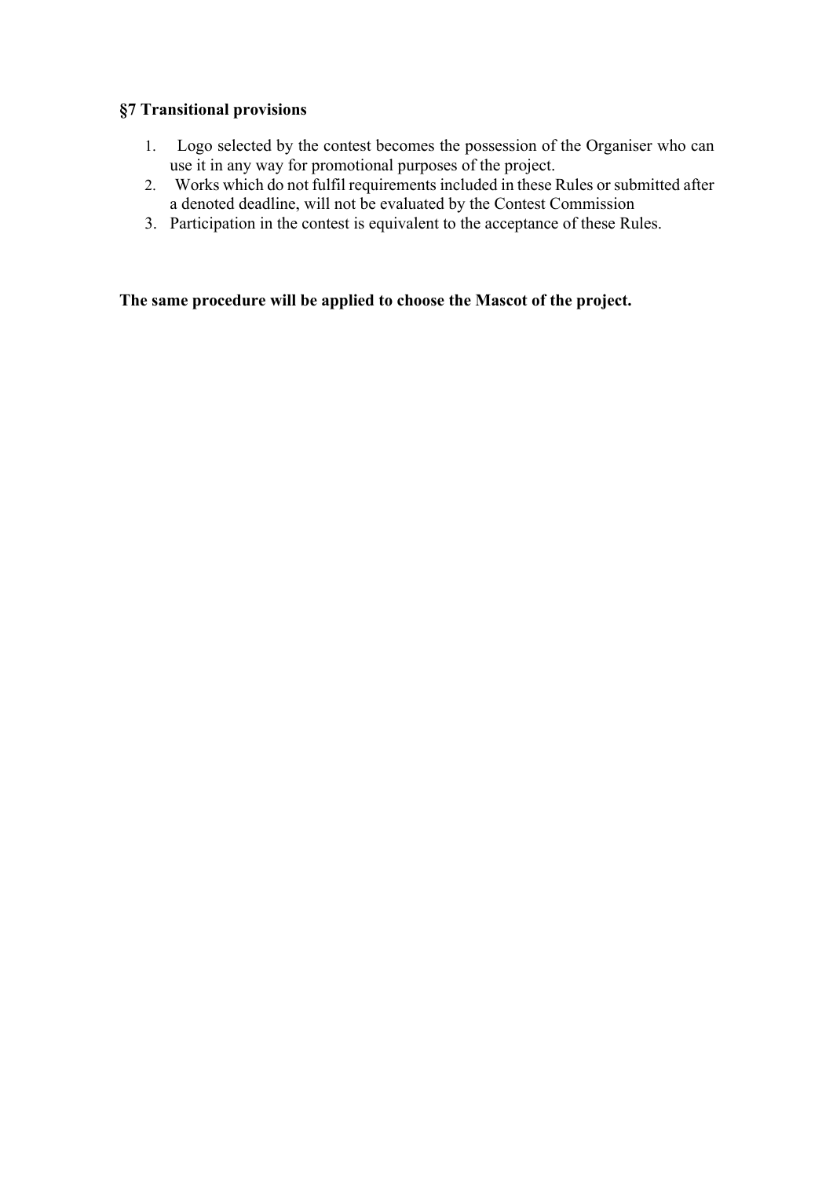**§7 Transitional provisions**

1. Logo selected by the contest becomes the possession of the Organiser who can use it in any way for promotional purposes of the project.
2. Works which do not fulfil requirements included in these Rules or submitted after a denoted deadline, will not be evaluated by the Contest Commission
3. Participation in the contest is equivalent to the acceptance of these Rules.

**The same procedure will be applied to choose the Mascot of the project.**